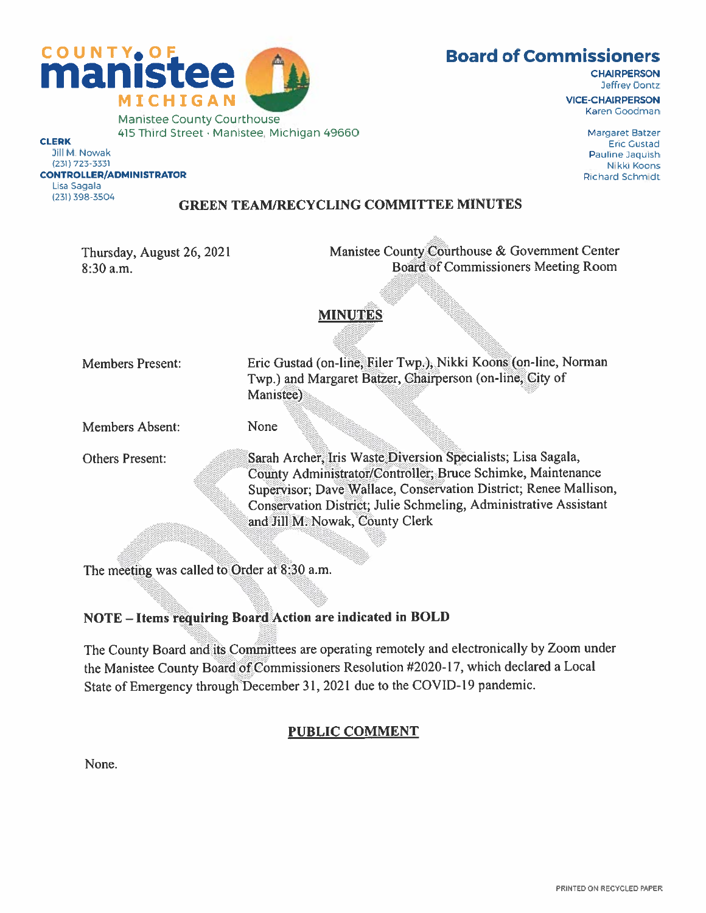COUNTY OF **manistee** MICHIGAN

Manistee County Courthouse
415 Third Street · Manistee, Michigan 49660

**CLERK**
Jill M. Nowak
(231) 723-3331

**CONTROLLER/ADMINISTRATOR**
Lisa Sagala
(231) 398-3504

# Board of Commissioners

**CHAIRPERSON**
Jeffrey Dontz

**VICE-CHAIRPERSON**
Karen Goodman

Margaret Batzer
Eric Gustad
Pauline Jaquish
Nikki Koons
Richard Schmidt

## GREEN TEAM/RECYCLING COMMITTEE MINUTES

Thursday, August 26, 2021
8:30 a.m.

Manistee County Courthouse & Government Center
Board of Commissioners Meeting Room

## MINUTES

Members Present: Eric Gustad (on-line, Filer Twp.), Nikki Koons (on-line, Norman Twp.) and Margaret Batzer, Chairperson (on-line, City of Manistee)

Members Absent: None

Others Present: Sarah Archer, Iris Waste Diversion Specialists; Lisa Sagala, County Administrator/Controller; Bruce Schimke, Maintenance Supervisor; Dave Wallace, Conservation District; Renee Mallison, Conservation District; Julie Schmeling, Administrative Assistant and Jill M. Nowak, County Clerk

The meeting was called to Order at 8:30 a.m.

**NOTE – Items requiring Board Action are indicated in BOLD**

The County Board and its Committees are operating remotely and electronically by Zoom under the Manistee County Board of Commissioners Resolution #2020-17, which declared a Local State of Emergency through December 31, 2021 due to the COVID-19 pandemic.

## PUBLIC COMMENT

None.

PRINTED ON RECYCLED PAPER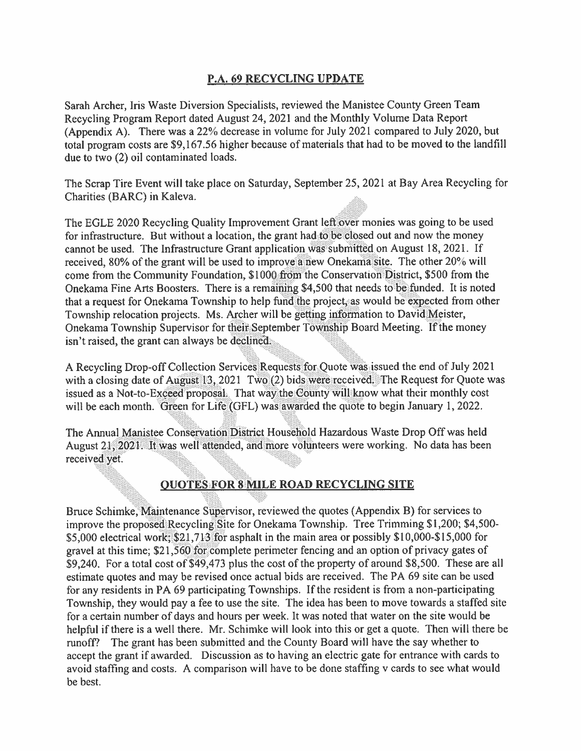## P.A. 69 RECYCLING UPDATE

Sarah Archer, Iris Waste Diversion Specialists, reviewed the Manistee County Green Team Recycling Program Report dated August 24, 2021 and the Monthly Volume Data Report (Appendix A). There was a 22% decrease in volume for July 2021 compared to July 2020, but total program costs are $9,167.56 higher because of materials that had to be moved to the landfill due to two (2) oil contaminated loads.

The Scrap Tire Event will take place on Saturday, September 25, 2021 at Bay Area Recycling for Charities (BARC) in Kaleva.

The EGLE 2020 Recycling Quality Improvement Grant left over monies was going to be used for infrastructure. But without a location, the grant had to be closed out and now the money cannot be used. The Infrastructure Grant application was submitted on August 18, 2021. If received, 80% of the grant will be used to improve a new Onekama site. The other 20% will come from the Community Foundation, $1000 from the Conservation District, $500 from the Onekama Fine Arts Boosters. There is a remaining $4,500 that needs to be funded. It is noted that a request for Onekama Township to help fund the project, as would be expected from other Township relocation projects. Ms. Archer will be getting information to David Meister, Onekama Township Supervisor for their September Township Board Meeting. If the money isn't raised, the grant can always be declined.

A Recycling Drop-off Collection Services Requests for Quote was issued the end of July 2021 with a closing date of August 13, 2021 Two (2) bids were received. The Request for Quote was issued as a Not-to-Exceed proposal. That way the County will know what their monthly cost will be each month. Green for Life (GFL) was awarded the quote to begin January 1, 2022.

The Annual Manistee Conservation District Household Hazardous Waste Drop Off was held August 21, 2021. It was well attended, and more volunteers were working. No data has been received yet.

## QUOTES FOR 8 MILE ROAD RECYCLING SITE

Bruce Schimke, Maintenance Supervisor, reviewed the quotes (Appendix B) for services to improve the proposed Recycling Site for Onekama Township. Tree Trimming $1,200; $4,500-$5,000 electrical work; $21,713 for asphalt in the main area or possibly $10,000-$15,000 for gravel at this time; $21,560 for complete perimeter fencing and an option of privacy gates of $9,240. For a total cost of $49,473 plus the cost of the property of around $8,500. These are all estimate quotes and may be revised once actual bids are received. The PA 69 site can be used for any residents in PA 69 participating Townships. If the resident is from a non-participating Township, they would pay a fee to use the site. The idea has been to move towards a staffed site for a certain number of days and hours per week. It was noted that water on the site would be helpful if there is a well there. Mr. Schimke will look into this or get a quote. Then will there be runoff? The grant has been submitted and the County Board will have the say whether to accept the grant if awarded. Discussion as to having an electric gate for entrance with cards to avoid staffing and costs. A comparison will have to be done staffing v cards to see what would be best.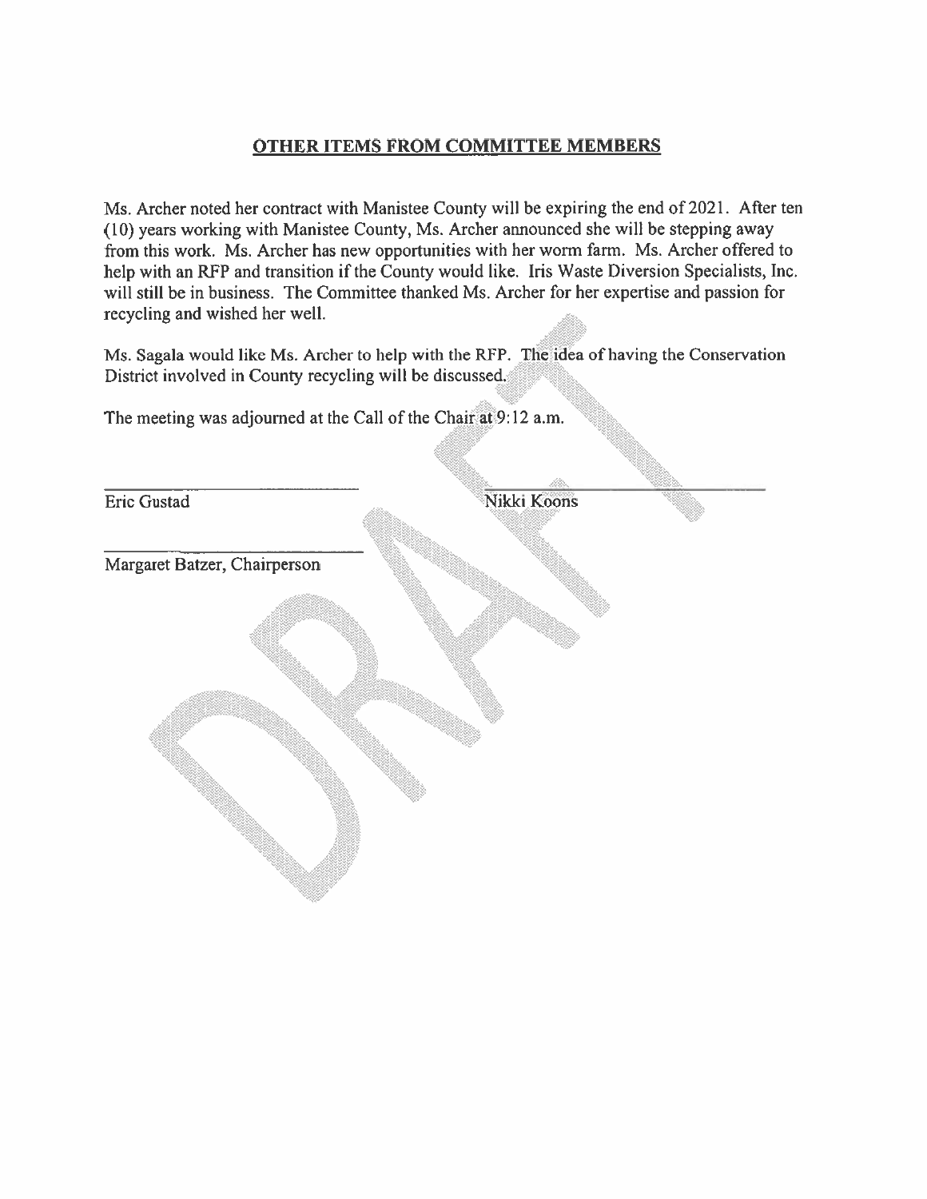## OTHER ITEMS FROM COMMITTEE MEMBERS

Ms. Archer noted her contract with Manistee County will be expiring the end of 2021. After ten (10) years working with Manistee County, Ms. Archer announced she will be stepping away from this work. Ms. Archer has new opportunities with her worm farm. Ms. Archer offered to help with an RFP and transition if the County would like. Iris Waste Diversion Specialists, Inc. will still be in business. The Committee thanked Ms. Archer for her expertise and passion for recycling and wished her well.

Ms. Sagala would like Ms. Archer to help with the RFP. The idea of having the Conservation District involved in County recycling will be discussed.

The meeting was adjourned at the Call of the Chair at 9:12 a.m.

\_\_\_\_\_\_\_\_\_\_\_\_\_\_\_\_\_\_\_\_\_\_\_\_\_\_\_\_
Eric Gustad

\_\_\_\_\_\_\_\_\_\_\_\_\_\_\_\_\_\_\_\_\_\_\_\_\_\_\_\_
Nikki Koons

\_\_\_\_\_\_\_\_\_\_\_\_\_\_\_\_\_\_\_\_\_\_\_\_\_\_\_\_
Margaret Batzer, Chairperson

DRAFT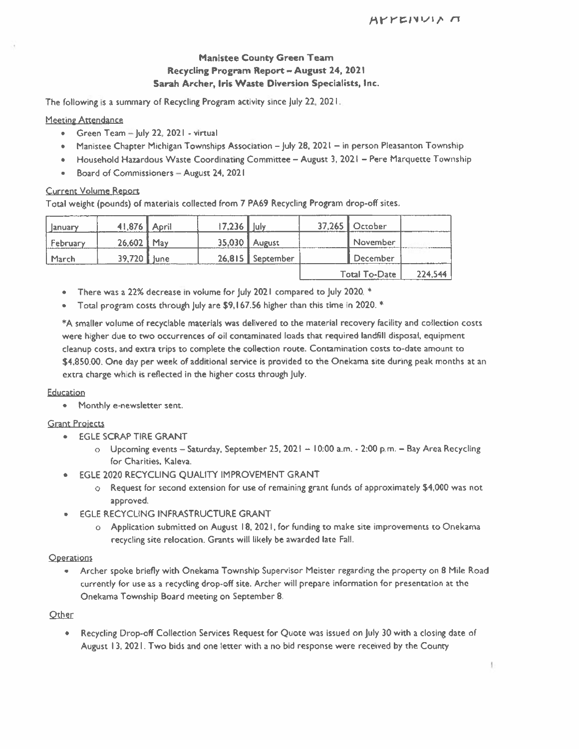APPENDIX A

**Manistee County Green Team**
**Recycling Program Report – August 24, 2021**
**Sarah Archer, Iris Waste Diversion Specialists, Inc.**

The following is a summary of Recycling Program activity since July 22, 2021.

Meeting Attendance

- Green Team – July 22, 2021 - virtual
- Manistee Chapter Michigan Townships Association – July 28, 2021 – in person Pleasanton Township
- Household Hazardous Waste Coordinating Committee – August 3, 2021 – Pere Marquette Township
- Board of Commissioners – August 24, 2021

Current Volume Report

Total weight (pounds) of materials collected from 7 PA69 Recycling Program drop-off sites.

| January | 41,876 | April | 17,236 | July | 37,265 | October | |
|---|---|---|---|---|---|---|---|
| February | 26,602 | May | 35,030 | August | | November | |
| March | 39,720 | June | 26,815 | September | | December | |
| | | | | | | Total To-Date | 224,544 |

- There was a 22% decrease in volume for July 2021 compared to July 2020. *
- Total program costs through July are $9,167.56 higher than this time in 2020. *

*A smaller volume of recyclable materials was delivered to the material recovery facility and collection costs were higher due to two occurrences of oil contaminated loads that required landfill disposal, equipment cleanup costs, and extra trips to complete the collection route. Contamination costs to-date amount to $4,850.00. One day per week of additional service is provided to the Onekama site during peak months at an extra charge which is reflected in the higher costs through July.

Education

- Monthly e-newsletter sent.

Grant Projects

- EGLE SCRAP TIRE GRANT
  - Upcoming events – Saturday, September 25, 2021 – 10:00 a.m. - 2:00 p.m. – Bay Area Recycling for Charities, Kaleva.
- EGLE 2020 RECYCLING QUALITY IMPROVEMENT GRANT
  - Request for second extension for use of remaining grant funds of approximately $4,000 was not approved.
- EGLE RECYCLING INFRASTRUCTURE GRANT
  - Application submitted on August 18, 2021, for funding to make site improvements to Onekama recycling site relocation. Grants will likely be awarded late Fall.

Operations

- Archer spoke briefly with Onekama Township Supervisor Meister regarding the property on 8 Mile Road currently for use as a recycling drop-off site. Archer will prepare information for presentation at the Onekama Township Board meeting on September 8.

Other

- Recycling Drop-off Collection Services Request for Quote was issued on July 30 with a closing date of August 13, 2021. Two bids and one letter with a no bid response were received by the County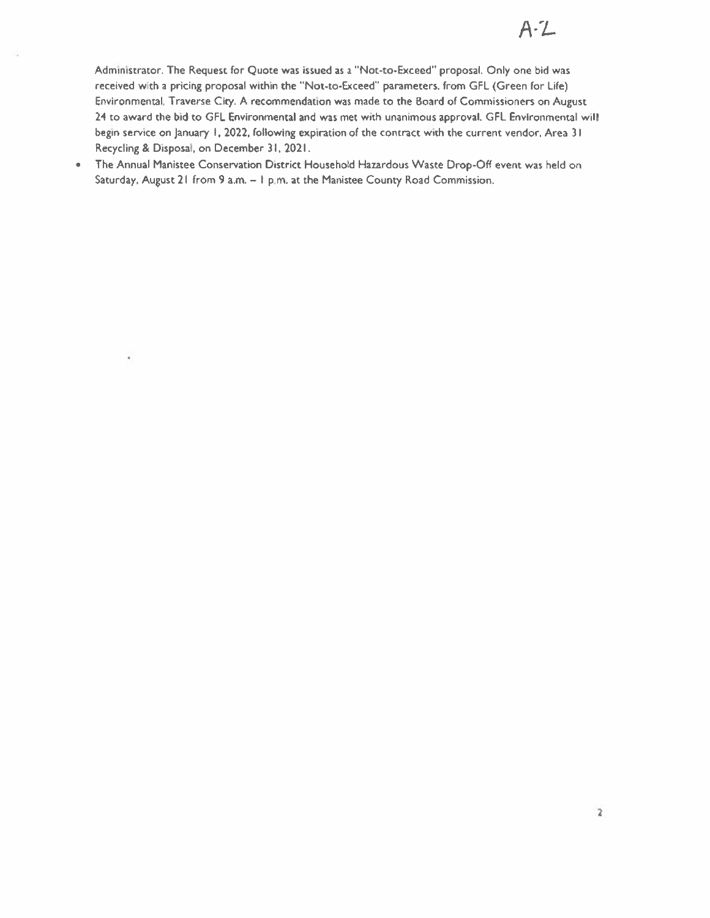Administrator. The Request for Quote was issued as a "Not-to-Exceed" proposal. Only one bid was received with a pricing proposal within the "Not-to-Exceed" parameters, from GFL (Green for Life) Environmental, Traverse City. A recommendation was made to the Board of Commissioners on August 24 to award the bid to GFL Environmental and was met with unanimous approval. GFL Environmental will begin service on January 1, 2022, following expiration of the contract with the current vendor, Area 31 Recycling & Disposal, on December 31, 2021.

- The Annual Manistee Conservation District Household Hazardous Waste Drop-Off event was held on Saturday, August 21 from 9 a.m. – 1 p.m. at the Manistee County Road Commission.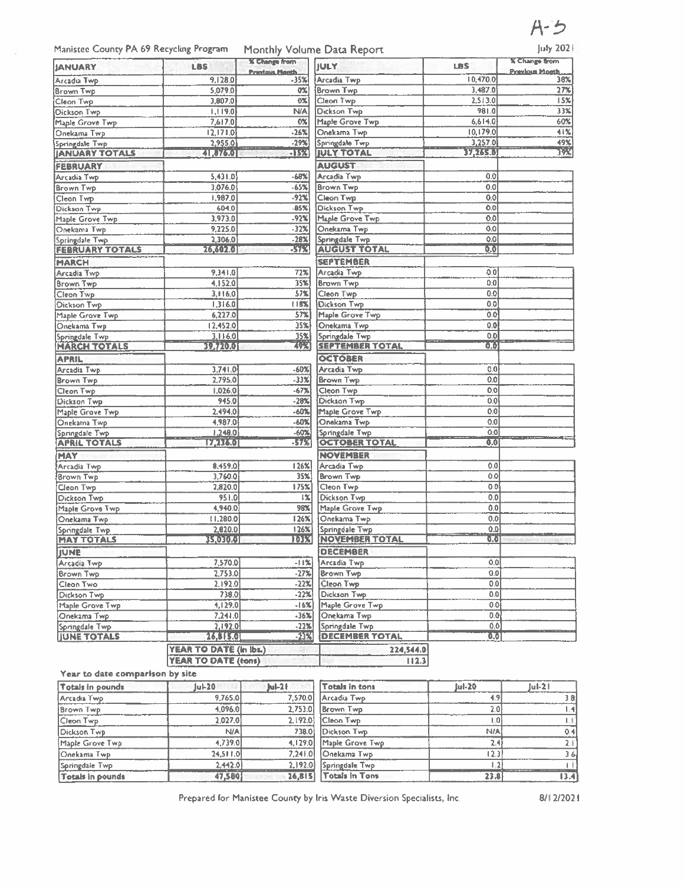A-5

Manistee County PA 69 Recycling Program — Monthly Volume Data Report — July 2021

| JANUARY | LBS | % Change from Previous Month |
|---|---|---|
| Arcadia Twp | 9,128.0 | -35% |
| Brown Twp | 5,079.0 | 0% |
| Cleon Twp | 3,807.0 | 0% |
| Dickson Twp | 1,119.0 | N/A |
| Maple Grove Twp | 7,617.0 | 0% |
| Onekama Twp | 12,171.0 | -26% |
| Springdale Twp | 2,955.0 | -29% |
| **JANUARY TOTALS** | **41,876.0** | **-15%** |
| **FEBRUARY** | | |
| Arcadia Twp | 5,431.0 | -68% |
| Brown Twp | 3,076.0 | -65% |
| Cleon Twp | 1,987.0 | -92% |
| Dickson Twp | 604.0 | -85% |
| Maple Grove Twp | 3,973.0 | -92% |
| Onekama Twp | 9,225.0 | -32% |
| Springdale Twp | 2,306.0 | -28% |
| **FEBRUARY TOTALS** | **26,602.0** | **-57%** |
| **MARCH** | | |
| Arcadia Twp | 9,341.0 | 72% |
| Brown Twp | 4,152.0 | 35% |
| Cleon Twp | 3,116.0 | 57% |
| Dickson Twp | 1,316.0 | 118% |
| Maple Grove Twp | 6,227.0 | 57% |
| Onekama Twp | 12,452.0 | 35% |
| Springdale Twp | 3,116.0 | 35% |
| **MARCH TOTALS** | **39,720.0** | **49%** |
| **APRIL** | | |
| Arcadia Twp | 3,741.0 | -60% |
| Brown Twp | 2,795.0 | -33% |
| Cleon Twp | 1,026.0 | -67% |
| Dickson Twp | 945.0 | -28% |
| Maple Grove Twp | 2,494.0 | -60% |
| Onekama Twp | 4,987.0 | -60% |
| Springdale Twp | 1,248.0 | -60% |
| **APRIL TOTALS** | **17,236.0** | **-57%** |
| **MAY** | | |
| Arcadia Twp | 8,459.0 | 126% |
| Brown Twp | 3,760.0 | 35% |
| Cleon Twp | 2,820.0 | 175% |
| Dickson Twp | 951.0 | 1% |
| Maple Grove Twp | 4,940.0 | 98% |
| Onekama Twp | 11,280.0 | 126% |
| Springdale Twp | 2,820.0 | 126% |
| **MAY TOTALS** | **35,030.0** | **103%** |
| **JUNE** | | |
| Arcadia Twp | 7,570.0 | -11% |
| Brown Twp | 2,753.0 | -27% |
| Cleon Two | 2,192.0 | -22% |
| Dickson Twp | 738.0 | -22% |
| Maple Grove Twp | 4,129.0 | -16% |
| Onekama Twp | 7,241.0 | -36% |
| Springdale Twp | 2,192.0 | -22% |
| **JUNE TOTALS** | **26,815.0** | **-23%** |

| JULY | LBS | % Change from Previous Month |
|---|---|---|
| Arcadia Twp | 10,470.0 | 38% |
| Brown Twp | 3,487.0 | 27% |
| Cleon Twp | 2,513.0 | 15% |
| Dickson Twp | 981.0 | 33% |
| Maple Grove Twp | 6,614.0 | 60% |
| Onekama Twp | 10,179.0 | 41% |
| Springdale Twp | 3,257.0 | 49% |
| **JULY TOTAL** | **37,265.0** | **39%** |
| **AUGUST** | | |
| Arcadia Twp | 0.0 | |
| Brown Twp | 0.0 | |
| Cleon Twp | 0.0 | |
| Dickson Twp | 0.0 | |
| Maple Grove Twp | 0.0 | |
| Onekama Twp | 0.0 | |
| Springdale Twp | 0.0 | |
| **AUGUST TOTAL** | **0.0** | |
| **SEPTEMBER** | | |
| Arcadia Twp | 0.0 | |
| Brown Twp | 0.0 | |
| Cleon Twp | 0.0 | |
| Dickson Twp | 0.0 | |
| Maple Grove Twp | 0.0 | |
| Onekama Twp | 0.0 | |
| Springdale Twp | 0.0 | |
| **SEPTEMBER TOTAL** | **0.0** | |
| **OCTOBER** | | |
| Arcadia Twp | 0.0 | |
| Brown Twp | 0.0 | |
| Cleon Twp | 0.0 | |
| Dickson Twp | 0.0 | |
| Maple Grove Twp | 0.0 | |
| Onekama Twp | 0.0 | |
| Springdale Twp | 0.0 | |
| **OCTOBER TOTAL** | **0.0** | |
| **NOVEMBER** | | |
| Arcadia Twp | 0.0 | |
| Brown Twp | 0.0 | |
| Cleon Twp | 0.0 | |
| Dickson Twp | 0.0 | |
| Maple Grove Twp | 0.0 | |
| Onekama Twp | 0.0 | |
| Springdale Twp | 0.0 | |
| **NOVEMBER TOTAL** | **0.0** | |
| **DECEMBER** | | |
| Arcadia Twp | 0.0 | |
| Brown Twp | 0.0 | |
| Cleon Twp | 0.0 | |
| Dickson Twp | 0.0 | |
| Maple Grove Twp | 0.0 | |
| Onekama Twp | 0.0 | |
| Springdale Twp | 0.0 | |
| **DECEMBER TOTAL** | **0.0** | |

| | |
|---|---|
| **YEAR TO DATE (in lbs.)** | 224,544.0 |
| **YEAR TO DATE (tons)** | 112.3 |

**Year to date comparison by site**

| Totals in pounds | Jul-20 | Jul-21 |
|---|---|---|
| Arcadia Twp | 9,765.0 | 7,570.0 |
| Brown Twp | 4,096.0 | 2,753.0 |
| Cleon Twp | 2,027.0 | 2,192.0 |
| Dickson Twp | N/A | 738.0 |
| Maple Grove Twp | 4,739.0 | 4,129.0 |
| Onekama Twp | 24,511.0 | 7,241.0 |
| Springdale Twp | 2,442.0 | 2,192.0 |
| **Totals in pounds** | **47,580** | **26,815** |

| Totals in tons | Jul-20 | Jul-21 |
|---|---|---|
| Arcadia Twp | 4.9 | 3.8 |
| Brown Twp | 2.0 | 1.4 |
| Cleon Twp | 1.0 | 1.1 |
| Dickson Twp | N/A | 0.4 |
| Maple Grove Twp | 2.4 | 2.1 |
| Onekama Twp | 12.3 | 3.6 |
| Springdale Twp | 1.2 | 1.1 |
| **Totals in Tons** | **23.8** | **13.4** |

Prepared for Manistee County by Iris Waste Diversion Specialists, Inc. 8/12/2021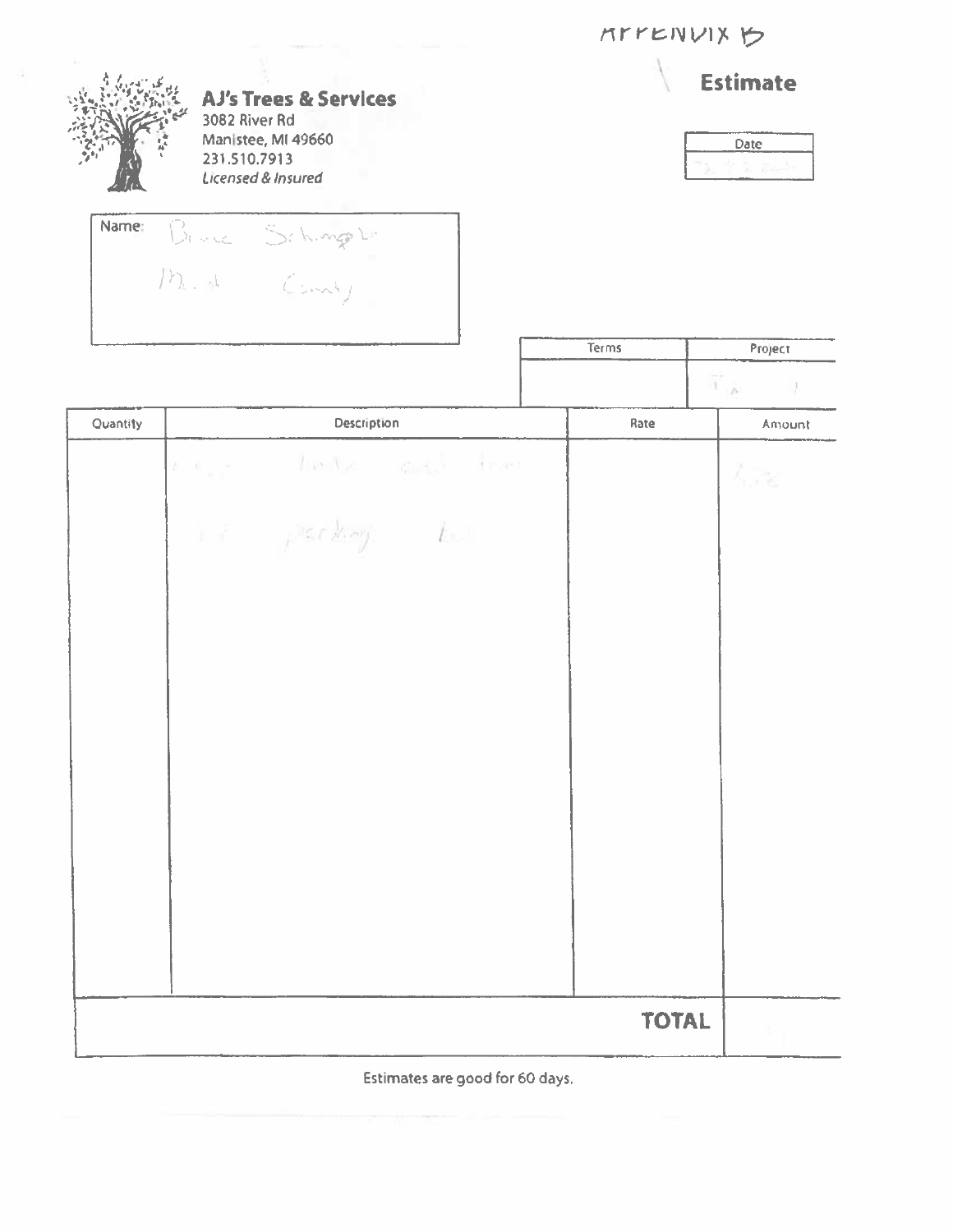APPENDIX B

# AJ's Trees & Services

3082 River Rd
Manistee, MI 49660
231.510.7913
*Licensed & Insured*

## Estimate

| Date |
|---|
| |

Name: Bruce Schimpke
Mid County

| Terms | Project |
|---|---|
| | |

| Quantity | Description | Rate | Amount |
|---|---|---|---|
| | | | |
| | parking lot | | |

| TOTAL | |
|---|---|

Estimates are good for 60 days.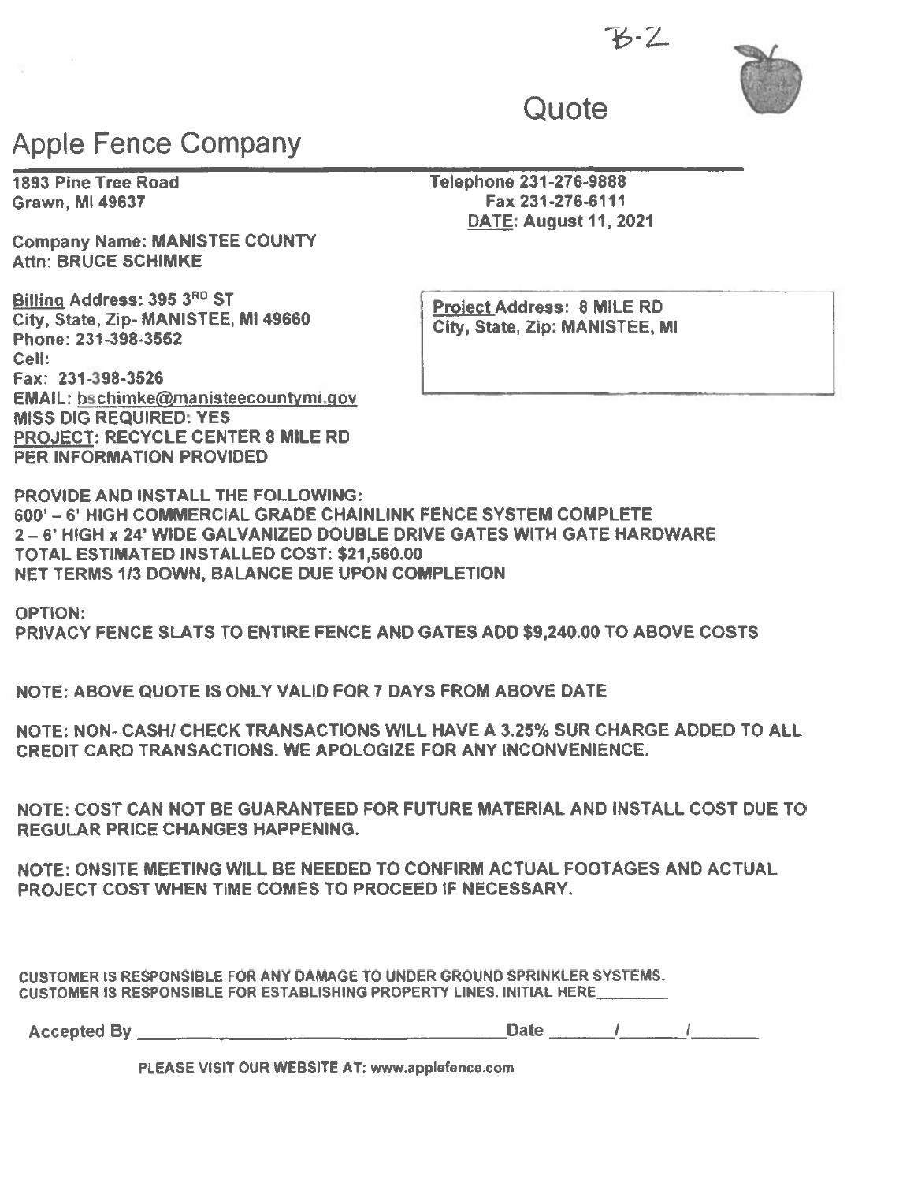B-2

# Quote

## Apple Fence Company

1893 Pine Tree Road
Grawn, MI 49637

Telephone 231-276-9888
Fax 231-276-6111
DATE: August 11, 2021

Company Name: MANISTEE COUNTY
Attn: BRUCE SCHIMKE

Billing Address: 395 3RD ST
City, State, Zip- MANISTEE, MI 49660
Phone: 231-398-3552
Cell:
Fax: 231-398-3526
EMAIL: bschimke@manisteecountymi.gov
MISS DIG REQUIRED: YES
PROJECT: RECYCLE CENTER 8 MILE RD
PER INFORMATION PROVIDED

Project Address: 8 MILE RD
City, State, Zip: MANISTEE, MI

PROVIDE AND INSTALL THE FOLLOWING:
600' – 6' HIGH COMMERCIAL GRADE CHAINLINK FENCE SYSTEM COMPLETE
2 – 6' HIGH x 24' WIDE GALVANIZED DOUBLE DRIVE GATES WITH GATE HARDWARE
TOTAL ESTIMATED INSTALLED COST: $21,560.00
NET TERMS 1/3 DOWN, BALANCE DUE UPON COMPLETION

OPTION:
PRIVACY FENCE SLATS TO ENTIRE FENCE AND GATES ADD $9,240.00 TO ABOVE COSTS

NOTE: ABOVE QUOTE IS ONLY VALID FOR 7 DAYS FROM ABOVE DATE

NOTE: NON- CASH/ CHECK TRANSACTIONS WILL HAVE A 3.25% SUR CHARGE ADDED TO ALL CREDIT CARD TRANSACTIONS. WE APOLOGIZE FOR ANY INCONVENIENCE.

NOTE: COST CAN NOT BE GUARANTEED FOR FUTURE MATERIAL AND INSTALL COST DUE TO REGULAR PRICE CHANGES HAPPENING.

NOTE: ONSITE MEETING WILL BE NEEDED TO CONFIRM ACTUAL FOOTAGES AND ACTUAL PROJECT COST WHEN TIME COMES TO PROCEED IF NECESSARY.

CUSTOMER IS RESPONSIBLE FOR ANY DAMAGE TO UNDER GROUND SPRINKLER SYSTEMS.
CUSTOMER IS RESPONSIBLE FOR ESTABLISHING PROPERTY LINES. INITIAL HERE________

Accepted By ______________________________ Date _____/_____/_____

PLEASE VISIT OUR WEBSITE AT: www.applefence.com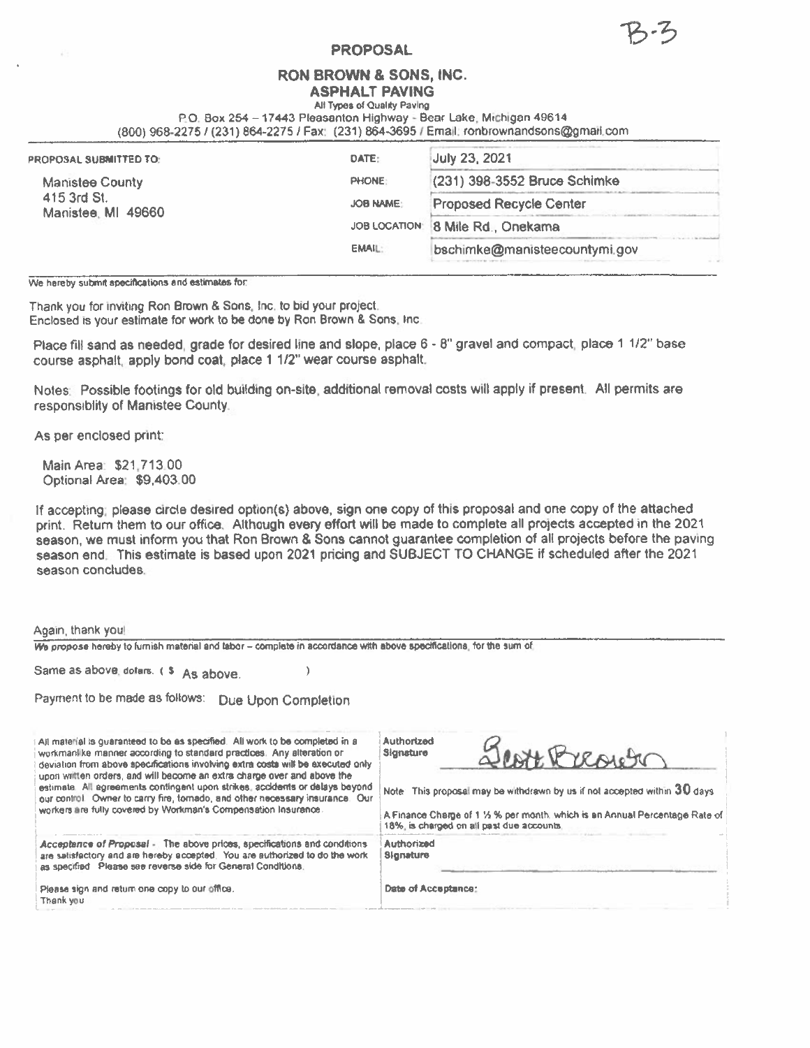B-3

# PROPOSAL

## RON BROWN & SONS, INC.

### ASPHALT PAVING

All Types of Quality Paving

P.O. Box 254 – 17443 Pleasanton Highway - Bear Lake, Michigan 49614
(800) 968-2275 / (231) 864-2275 / Fax: (231) 864-3695 / Email: ronbrownandsons@gmail.com

| PROPOSAL SUBMITTED TO: | | |
|---|---|---|
| Manistee County<br>415 3rd St.<br>Manistee, MI 49660 | DATE: | July 23, 2021 |
| | PHONE: | (231) 398-3552 Bruce Schimke |
| | JOB NAME: | Proposed Recycle Center |
| | JOB LOCATION: | 8 Mile Rd., Onekama |
| | EMAIL: | bschimke@manisteecountymi.gov |

We hereby submit specifications and estimates for:

Thank you for inviting Ron Brown & Sons, Inc. to bid your project.
Enclosed is your estimate for work to be done by Ron Brown & Sons, Inc.

Place fill sand as needed, grade for desired line and slope, place 6 - 8" gravel and compact, place 1 1/2" base course asphalt, apply bond coat, place 1 1/2" wear course asphalt.

Notes: Possible footings for old building on-site, additional removal costs will apply if present. All permits are responsiblity of Manistee County.

As per enclosed print:

Main Area: $21,713.00
Optional Area: $9,403.00

If accepting, please circle desired option(s) above, sign one copy of this proposal and one copy of the attached print. Return them to our office. Although every effort will be made to complete all projects accepted in the 2021 season, we must inform you that Ron Brown & Sons cannot guarantee completion of all projects before the paving season end. This estimate is based upon 2021 pricing and SUBJECT TO CHANGE if scheduled after the 2021 season concludes.

Again, thank you!

We propose hereby to furnish material and labor – complete in accordance with above specifications, for the sum of:

Same as above dollars. ( $ As above. )

Payment to be made as follows: Due Upon Completion

| | |
|---|---|
| All material is guaranteed to be as specified. All work to be completed in a workmanlike manner according to standard practices. Any alteration or deviation from above specifications involving extra costs will be executed only upon written orders, and will become an extra charge over and above the estimate. All agreements contingent upon strikes, accidents or delays beyond our control. Owner to carry fire, tornado, and other necessary insurance. Our workers are fully covered by Workman's Compensation Insurance. | Authorized Signature: Scott Brown<br><br>Note: This proposal may be withdrawn by us if not accepted within 30 days.<br><br>A Finance Charge of 1 ½ % per month, which is an Annual Percentage Rate of 18%, is charged on all past due accounts. |
| *Acceptance of Proposal* - The above prices, specifications and conditions are satisfactory and are hereby accepted. You are authorized to do the work as specified. Please see reverse side for General Conditions. | Authorized Signature: |
| Please sign and return one copy to our office.<br>Thank you | Date of Acceptance: |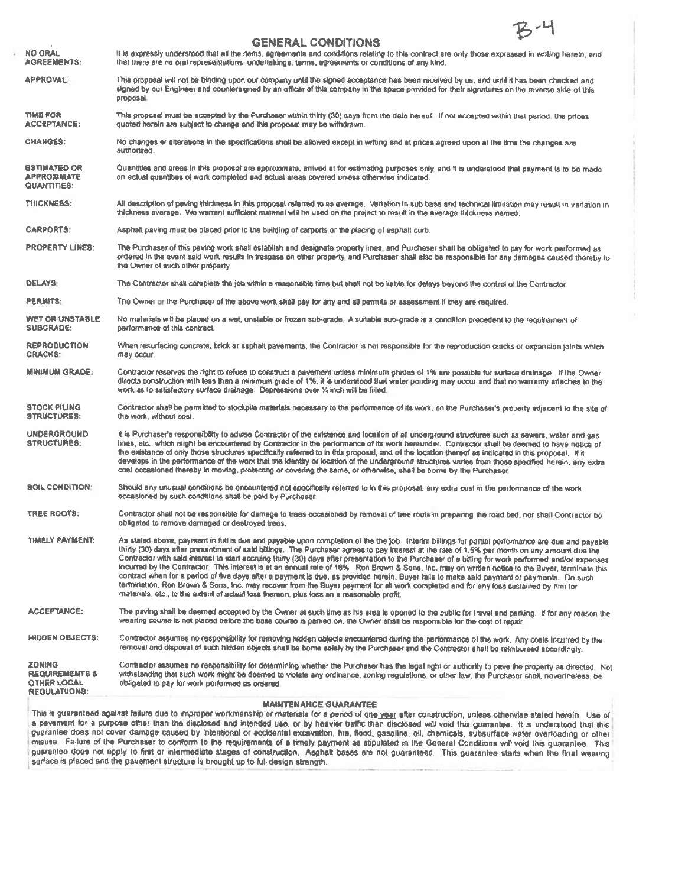B-4

# GENERAL CONDITIONS

**NO ORAL AGREEMENTS:** It is expressly understood that all the items, agreements and conditions relating to this contract are only those expressed in writing herein, and that there are no oral representations, undertakings, terms, agreements or conditions of any kind.

**APPROVAL:** This proposal will not be binding upon our company until the signed acceptance has been received by us, and until it has been checked and signed by our Engineer and countersigned by an officer of this company in the space provided for their signatures on the reverse side of this proposal.

**TIME FOR ACCEPTANCE:** This proposal must be accepted by the Purchaser within thirty (30) days from the date hereof. If not accepted within that period, the prices quoted herein are subject to change and this proposal may be withdrawn.

**CHANGES:** No changes or alterations in the specifications shall be allowed except in writing and at prices agreed upon at the time the changes are authorized.

**ESTIMATED OR APPROXIMATE QUANTITIES:** Quantities and areas in this proposal are approximate, arrived at for estimating purposes only and it is understood that payment is to be made on actual quantities of work completed and actual areas covered unless otherwise indicated.

**THICKNESS:** All description of paving thickness in this proposal referred to as average. Variation in sub base and technical limitation may result in variation in thickness average. We warrant sufficient material will be used on the project to result in the average thickness named.

**CARPORTS:** Asphalt paving must be placed prior to the building of carports or the placing of asphalt curb.

**PROPERTY LINES:** The Purchaser of this paving work shall establish and designate property lines, and Purchaser shall be obligated to pay for work performed as ordered in the event said work results in trespass on other property, and Purchaser shall also be responsible for any damages caused thereby to the Owner of such other property.

**DELAYS:** The Contractor shall complete the job within a reasonable time but shall not be liable for delays beyond the control of the Contractor.

**PERMITS:** The Owner or the Purchaser of the above work shall pay for any and all permits or assessment if they are required.

**WET OR UNSTABLE SUBGRADE:** No materials will be placed on a wet, unstable or frozen sub-grade. A suitable sub-grade is a condition precedent to the requirement of performance of this contract.

**REPRODUCTION CRACKS:** When resurfacing concrete, brick or asphalt pavements, the Contractor is not responsible for the reproduction cracks or expansion joints which may occur.

**MINIMUM GRADE:** Contractor reserves the right to refuse to construct a pavement unless minimum grades of 1% are possible for surface drainage. If the Owner directs construction with less than a minimum grade of 1%, it is understood that water ponding may occur and that no warranty attaches to the work as to satisfactory surface drainage. Depressions over ¼ inch will be filled.

**STOCK PILING STRUCTURES:** Contractor shall be permitted to stockpile materials necessary to the performance of its work, on the Purchaser's property adjacent to the site of the work, without cost.

**UNDERGROUND STRUCTURES:** It is Purchaser's responsibility to advise Contractor of the existence and location of all underground structures such as sewers, water and gas lines, etc., which might be encountered by Contractor in the performance of its work hereunder. Contractor shall be deemed to have notice of the existence of only those structures specifically referred to in this proposal, and of the location thereof as indicated in this proposal. If it develops in the performance of the work that the identity or location of the underground structures varies from those specified herein, any extra cost occasioned thereby in moving, protecting or covering the same, or otherwise, shall be borne by the Purchaser.

**SOIL CONDITION:** Should any unusual conditions be encountered not specifically referred to in this proposal, any extra cost in the performance of the work occasioned by such conditions shall be paid by Purchaser.

**TREE ROOTS:** Contractor shall not be responsible for damage to trees occasioned by removal of tree roots in preparing the road bed, nor shall Contractor be obligated to remove damaged or destroyed trees.

**TIMELY PAYMENT:** As stated above, payment in full is due and payable upon completion of the the job. Interim billings for partial performance are due and payable thirty (30) days after presentment of said billings. The Purchaser agrees to pay interest at the rate of 1.5% per month on any amount due the Contractor with said interest to start accruing thirty (30) days after presentation to the Purchaser of a billing for work performed and/or expenses incurred by the Contractor. This interest is at an annual rate of 18%. Ron Brown & Sons, Inc. may on written notice to the Buyer, terminate this contract when for a period of five days after a payment is due, as provided herein, Buyer fails to make said payment or payments. On such termination, Ron Brown & Sons, Inc. may recover from the Buyer payment for all work completed and for any loss sustained by him for materials, etc., to the extent of actual loss thereon, plus loss on a reasonable profit.

**ACCEPTANCE:** The paving shall be deemed accepted by the Owner at such time as his area is opened to the public for travel and parking. If for any reason the wearing course is not placed before the base course is parked on, the Owner shall be responsible for the cost of repair.

**HIDDEN OBJECTS:** Contractor assumes no responsibility for removing hidden objects encountered during the performance of the work. Any costs incurred by the removal and disposal of such hidden objects shall be borne solely by the Purchaser and the Contractor shall be reimbursed accordingly.

**ZONING REQUIREMENTS & OTHER LOCAL REGULATIONS:** Contractor assumes no responsibility for determining whether the Purchaser has the legal right or authority to pave the property as directed. Not withstanding that such work might be deemed to violate any ordinance, zoning regulations, or other law, the Purchaser shall, nevertheless, be obligated to pay for work performed as ordered.

## MAINTENANCE GUARANTEE

This is guaranteed against failure due to improper workmanship or materials for a period of one year after construction, unless otherwise stated herein. Use of a pavement for a purpose other than the disclosed and intended use, or by heavier traffic than disclosed will void this guarantee. It is understood that this guarantee does not cover damage caused by intentional or accidental excavation, fire, flood, gasoline, oil, chemicals, subsurface water overloading or other misuse. Failure of the Purchaser to conform to the requirements of a timely payment as stipulated in the General Conditions will void this guarantee. This guarantee does not apply to first or intermediate stages of construction. Asphalt bases are not guaranteed. This guarantee starts when the final wearing surface is placed and the pavement structure is brought up to full design strength.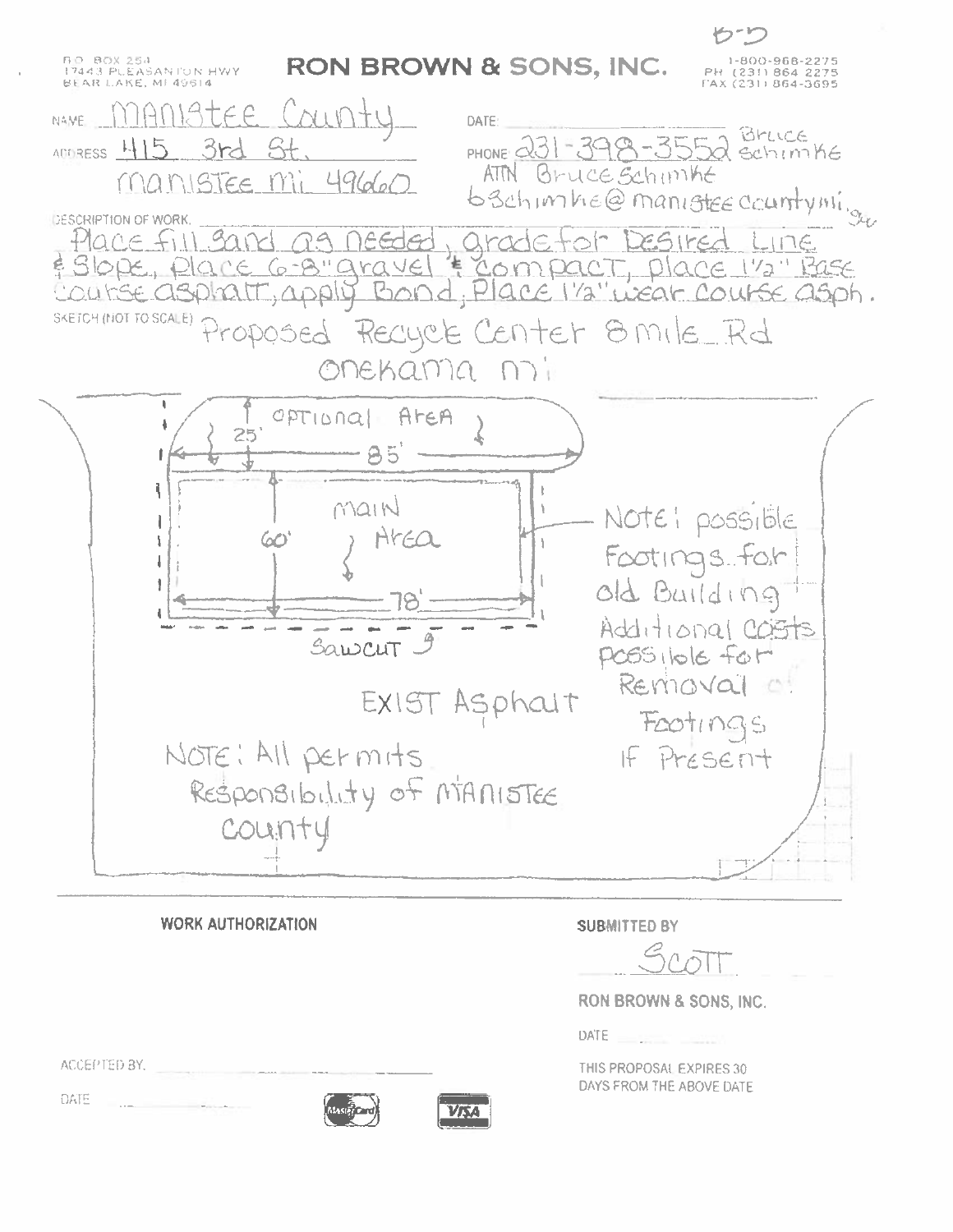5-D

P.O. BOX 254
17443 PLEASANTON HWY
BEAR LAKE, MI 49614

# RON BROWN & SONS, INC.

1-800-968-2275
PH (231) 864 2275
FAX (231) 864-3695

NAME: Manistee County

DATE:

ADDRESS: 415 3rd St.
Manistee Mi 49660

PHONE: 231-398-3552 Bruce Schimke
ATTN Bruce Schimke
b3chimke@manisteecountymi.gov

DESCRIPTION OF WORK: Place fill sand as needed, grade for Desired Line & Slope, place 6-8" gravel & compact, place 1½" Base course asphalt, apply Bond, Place 1½" wear course asph.

SKETCH (NOT TO SCALE) Proposed Recycle Center 8 mile Rd
Onekama mi

Optional Area
25'
85'
Main Area
60'
78'
Sawcut
EXIST Asphalt

Note: possible Footings for old Building
Additional costs possible for Removal of Footings If Present

Note: All permits Responsibility of Manistee County

WORK AUTHORIZATION

SUBMITTED BY
Scott
RON BROWN & SONS, INC.

DATE

ACCEPTED BY.

DATE

THIS PROPOSAL EXPIRES 30 DAYS FROM THE ABOVE DATE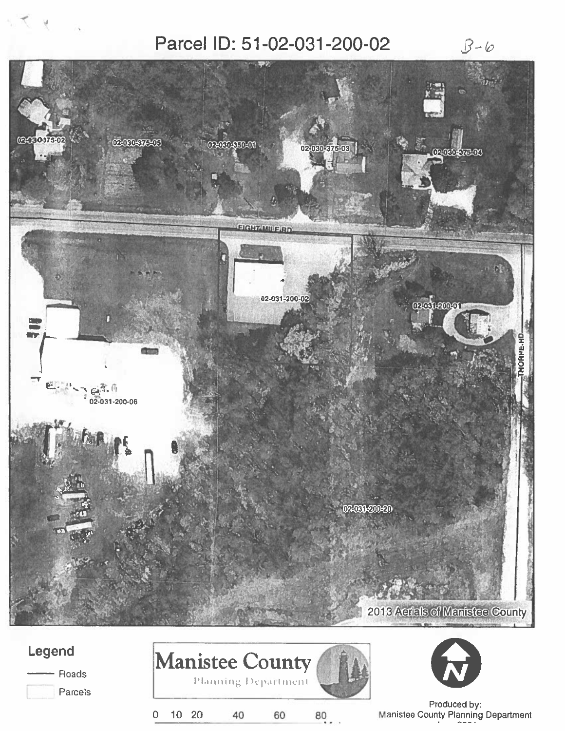# Parcel ID: 51-02-031-200-02

B-6

02-030-375-02

02-030-375-05

02-030-350-01

02-030-375-03

02-030-375-04

EIGHT MILE RD

02-031-200-02

02-031-200-01

THORPE RD

02-031-200-06

02-031-200-20

2013 Aerials of Manistee County

**Legend**

Roads

Parcels

Manistee County

Planning Department

0 10 20 40 60 80

Produced by:
Manistee County Planning Department